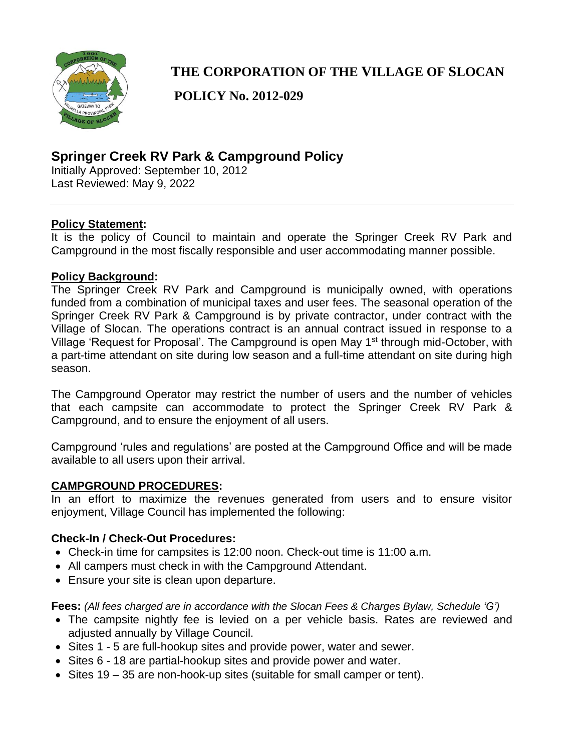# THE CORPORATION OF THE VILLAGE OF SLOCAN

**POLICY No. 2012-029**

## Springer Creek RV Park & Campground Policy

Initially Approved: September 10, 2012
Last Reviewed: May 9, 2022

---

**Policy Statement:**

It is the policy of Council to maintain and operate the Springer Creek RV Park and Campground in the most fiscally responsible and user accommodating manner possible.

**Policy Background:**

The Springer Creek RV Park and Campground is municipally owned, with operations funded from a combination of municipal taxes and user fees. The seasonal operation of the Springer Creek RV Park & Campground is by private contractor, under contract with the Village of Slocan. The operations contract is an annual contract issued in response to a Village 'Request for Proposal'. The Campground is open May 1st through mid-October, with a part-time attendant on site during low season and a full-time attendant on site during high season.

The Campground Operator may restrict the number of users and the number of vehicles that each campsite can accommodate to protect the Springer Creek RV Park & Campground, and to ensure the enjoyment of all users.

Campground 'rules and regulations' are posted at the Campground Office and will be made available to all users upon their arrival.

**CAMPGROUND PROCEDURES:**

In an effort to maximize the revenues generated from users and to ensure visitor enjoyment, Village Council has implemented the following:

**Check-In / Check-Out Procedures:**

- Check-in time for campsites is 12:00 noon. Check-out time is 11:00 a.m.
- All campers must check in with the Campground Attendant.
- Ensure your site is clean upon departure.

**Fees:** *(All fees charged are in accordance with the Slocan Fees & Charges Bylaw, Schedule 'G')*

- The campsite nightly fee is levied on a per vehicle basis. Rates are reviewed and adjusted annually by Village Council.
- Sites 1 - 5 are full-hookup sites and provide power, water and sewer.
- Sites 6 - 18 are partial-hookup sites and provide power and water.
- Sites 19 – 35 are non-hook-up sites (suitable for small camper or tent).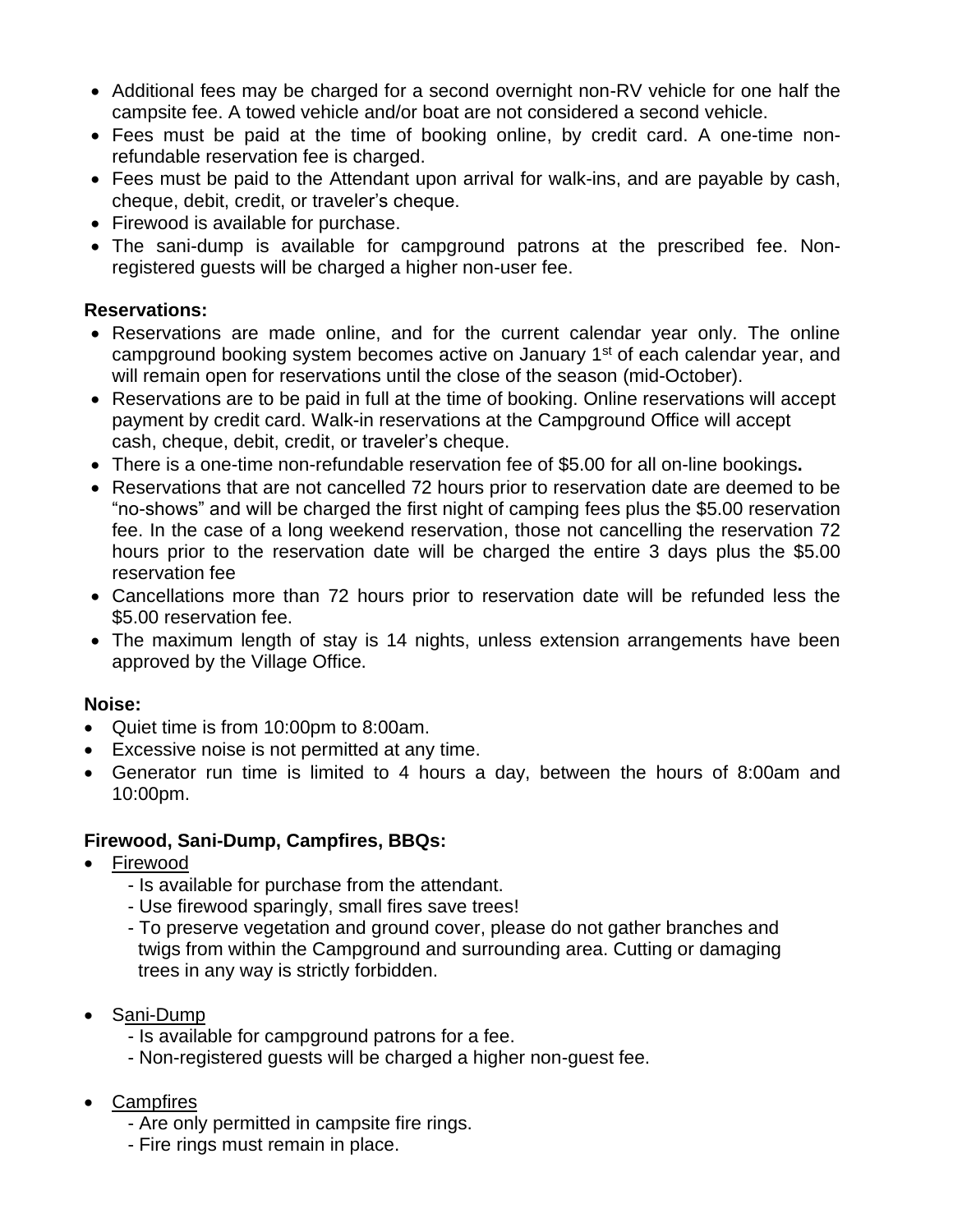- Additional fees may be charged for a second overnight non-RV vehicle for one half the campsite fee. A towed vehicle and/or boat are not considered a second vehicle.
- Fees must be paid at the time of booking online, by credit card. A one-time non-refundable reservation fee is charged.
- Fees must be paid to the Attendant upon arrival for walk-ins, and are payable by cash, cheque, debit, credit, or traveler's cheque.
- Firewood is available for purchase.
- The sani-dump is available for campground patrons at the prescribed fee. Non-registered guests will be charged a higher non-user fee.

**Reservations:**

- Reservations are made online, and for the current calendar year only. The online campground booking system becomes active on January 1st of each calendar year, and will remain open for reservations until the close of the season (mid-October).
- Reservations are to be paid in full at the time of booking. Online reservations will accept payment by credit card. Walk-in reservations at the Campground Office will accept cash, cheque, debit, credit, or traveler's cheque.
- There is a one-time non-refundable reservation fee of $5.00 for all on-line bookings**.**
- Reservations that are not cancelled 72 hours prior to reservation date are deemed to be "no-shows" and will be charged the first night of camping fees plus the $5.00 reservation fee. In the case of a long weekend reservation, those not cancelling the reservation 72 hours prior to the reservation date will be charged the entire 3 days plus the $5.00 reservation fee
- Cancellations more than 72 hours prior to reservation date will be refunded less the $5.00 reservation fee.
- The maximum length of stay is 14 nights, unless extension arrangements have been approved by the Village Office.

**Noise:**

- Quiet time is from 10:00pm to 8:00am.
- Excessive noise is not permitted at any time.
- Generator run time is limited to 4 hours a day, between the hours of 8:00am and 10:00pm.

**Firewood, Sani-Dump, Campfires, BBQs:**

- Firewood
  - Is available for purchase from the attendant.
  - Use firewood sparingly, small fires save trees!
  - To preserve vegetation and ground cover, please do not gather branches and twigs from within the Campground and surrounding area. Cutting or damaging trees in any way is strictly forbidden.

- Sani-Dump
  - Is available for campground patrons for a fee.
  - Non-registered guests will be charged a higher non-guest fee.

- Campfires
  - Are only permitted in campsite fire rings.
  - Fire rings must remain in place.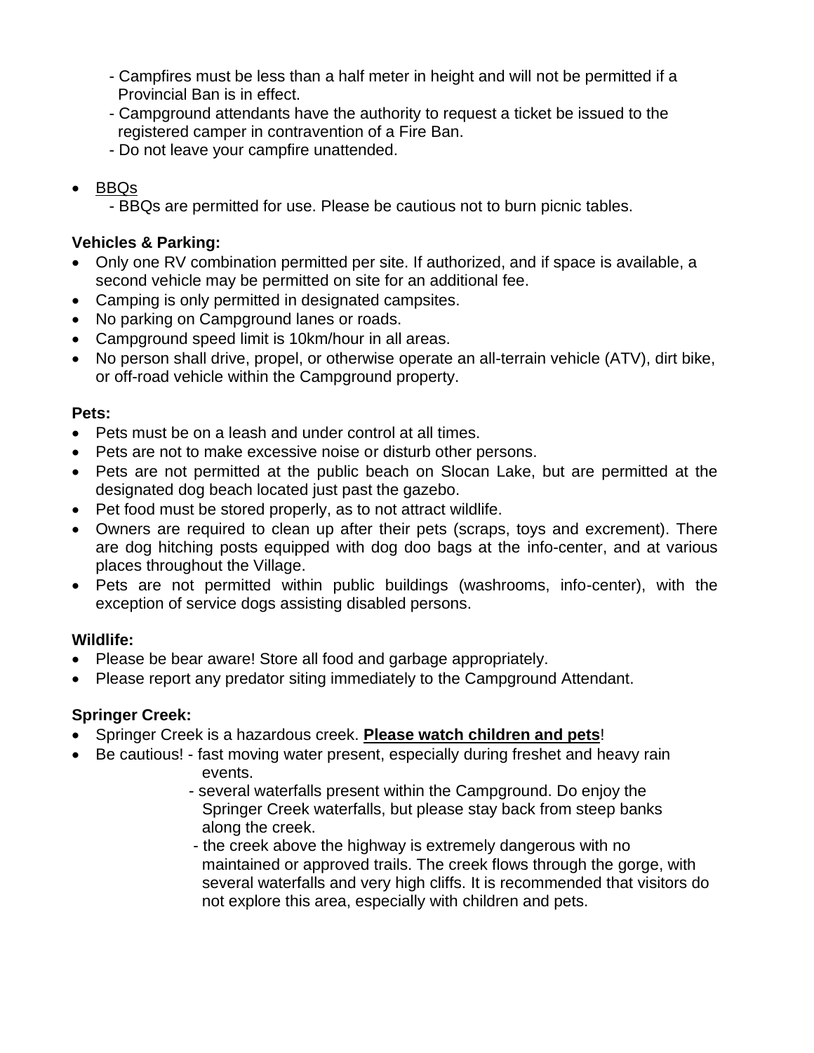- Campfires must be less than a half meter in height and will not be permitted if a Provincial Ban is in effect.
  - Campground attendants have the authority to request a ticket be issued to the registered camper in contravention of a Fire Ban.
  - Do not leave your campfire unattended.

- BBQs
  - BBQs are permitted for use. Please be cautious not to burn picnic tables.

**Vehicles & Parking:**

- Only one RV combination permitted per site. If authorized, and if space is available, a second vehicle may be permitted on site for an additional fee.
- Camping is only permitted in designated campsites.
- No parking on Campground lanes or roads.
- Campground speed limit is 10km/hour in all areas.
- No person shall drive, propel, or otherwise operate an all-terrain vehicle (ATV), dirt bike, or off-road vehicle within the Campground property.

**Pets:**

- Pets must be on a leash and under control at all times.
- Pets are not to make excessive noise or disturb other persons.
- Pets are not permitted at the public beach on Slocan Lake, but are permitted at the designated dog beach located just past the gazebo.
- Pet food must be stored properly, as to not attract wildlife.
- Owners are required to clean up after their pets (scraps, toys and excrement). There are dog hitching posts equipped with dog doo bags at the info-center, and at various places throughout the Village.
- Pets are not permitted within public buildings (washrooms, info-center), with the exception of service dogs assisting disabled persons.

**Wildlife:**

- Please be bear aware! Store all food and garbage appropriately.
- Please report any predator siting immediately to the Campground Attendant.

**Springer Creek:**

- Springer Creek is a hazardous creek. **Please watch children and pets**!
- Be cautious! - fast moving water present, especially during freshet and heavy rain events.
  - several waterfalls present within the Campground. Do enjoy the Springer Creek waterfalls, but please stay back from steep banks along the creek.
  - the creek above the highway is extremely dangerous with no maintained or approved trails. The creek flows through the gorge, with several waterfalls and very high cliffs. It is recommended that visitors do not explore this area, especially with children and pets.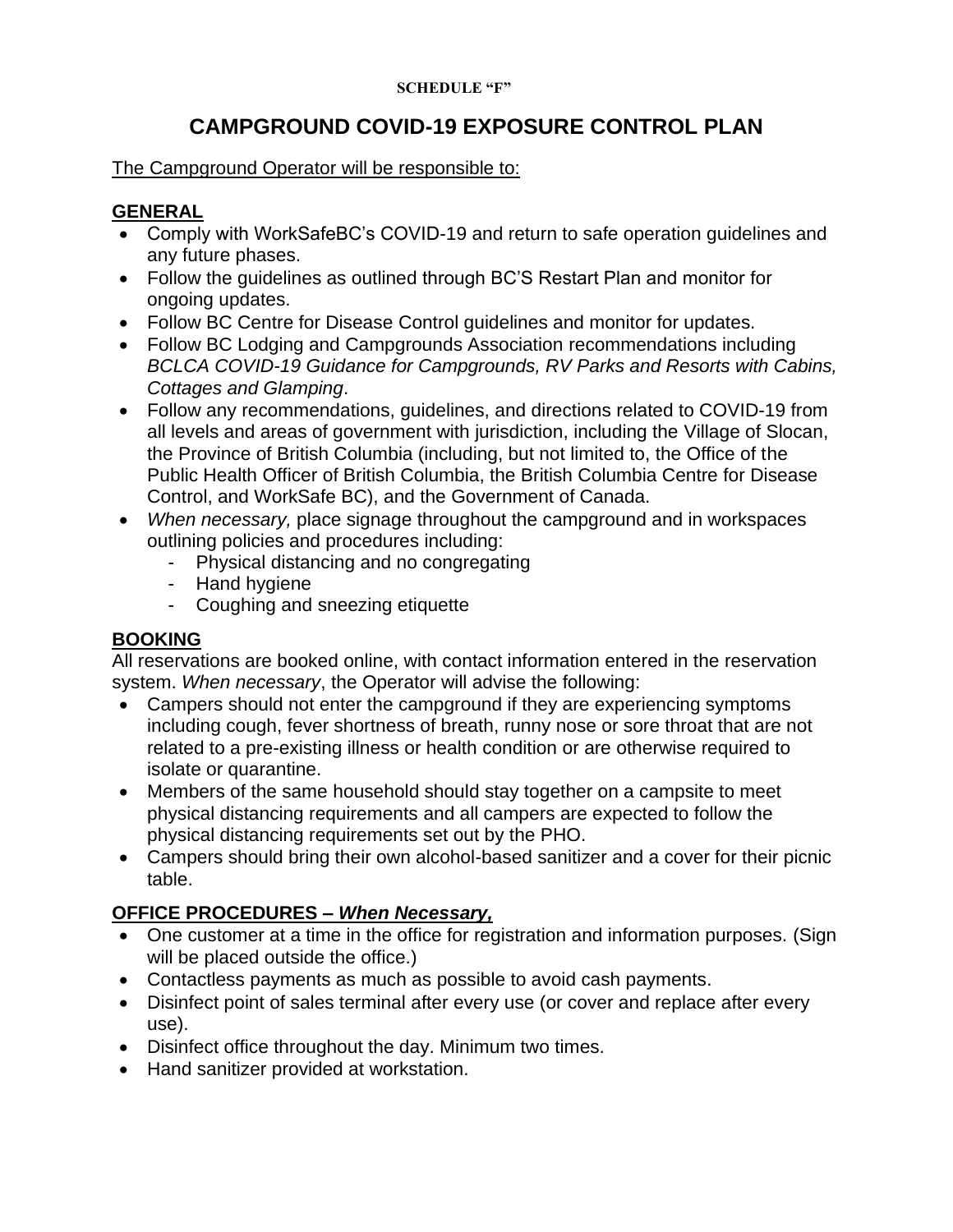**SCHEDULE "F"**

# CAMPGROUND COVID-19 EXPOSURE CONTROL PLAN

The Campground Operator will be responsible to:

## GENERAL

- Comply with WorkSafeBC's COVID-19 and return to safe operation guidelines and any future phases.
- Follow the guidelines as outlined through BC'S Restart Plan and monitor for ongoing updates.
- Follow BC Centre for Disease Control guidelines and monitor for updates.
- Follow BC Lodging and Campgrounds Association recommendations including *BCLCA COVID-19 Guidance for Campgrounds, RV Parks and Resorts with Cabins, Cottages and Glamping*.
- Follow any recommendations, guidelines, and directions related to COVID-19 from all levels and areas of government with jurisdiction, including the Village of Slocan, the Province of British Columbia (including, but not limited to, the Office of the Public Health Officer of British Columbia, the British Columbia Centre for Disease Control, and WorkSafe BC), and the Government of Canada.
- *When necessary,* place signage throughout the campground and in workspaces outlining policies and procedures including:
  - Physical distancing and no congregating
  - Hand hygiene
  - Coughing and sneezing etiquette

## BOOKING

All reservations are booked online, with contact information entered in the reservation system. *When necessary*, the Operator will advise the following:

- Campers should not enter the campground if they are experiencing symptoms including cough, fever shortness of breath, runny nose or sore throat that are not related to a pre-existing illness or health condition or are otherwise required to isolate or quarantine.
- Members of the same household should stay together on a campsite to meet physical distancing requirements and all campers are expected to follow the physical distancing requirements set out by the PHO.
- Campers should bring their own alcohol-based sanitizer and a cover for their picnic table.

## OFFICE PROCEDURES – *When Necessary,*

- One customer at a time in the office for registration and information purposes. (Sign will be placed outside the office.)
- Contactless payments as much as possible to avoid cash payments.
- Disinfect point of sales terminal after every use (or cover and replace after every use).
- Disinfect office throughout the day. Minimum two times.
- Hand sanitizer provided at workstation.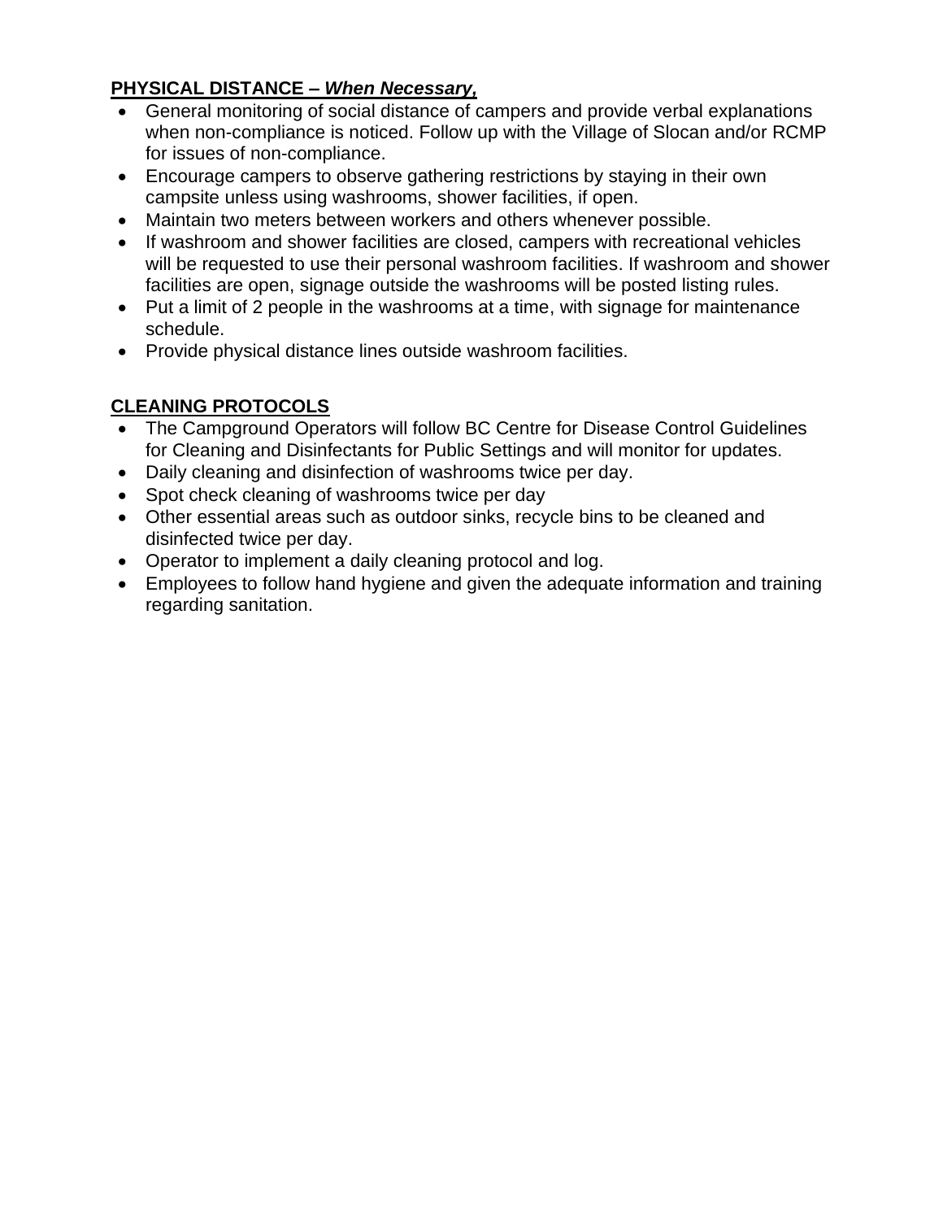**PHYSICAL DISTANCE – *When Necessary,***

- General monitoring of social distance of campers and provide verbal explanations when non-compliance is noticed. Follow up with the Village of Slocan and/or RCMP for issues of non-compliance.
- Encourage campers to observe gathering restrictions by staying in their own campsite unless using washrooms, shower facilities, if open.
- Maintain two meters between workers and others whenever possible.
- If washroom and shower facilities are closed, campers with recreational vehicles will be requested to use their personal washroom facilities. If washroom and shower facilities are open, signage outside the washrooms will be posted listing rules.
- Put a limit of 2 people in the washrooms at a time, with signage for maintenance schedule.
- Provide physical distance lines outside washroom facilities.

**CLEANING PROTOCOLS**

- The Campground Operators will follow BC Centre for Disease Control Guidelines for Cleaning and Disinfectants for Public Settings and will monitor for updates.
- Daily cleaning and disinfection of washrooms twice per day.
- Spot check cleaning of washrooms twice per day
- Other essential areas such as outdoor sinks, recycle bins to be cleaned and disinfected twice per day.
- Operator to implement a daily cleaning protocol and log.
- Employees to follow hand hygiene and given the adequate information and training regarding sanitation.